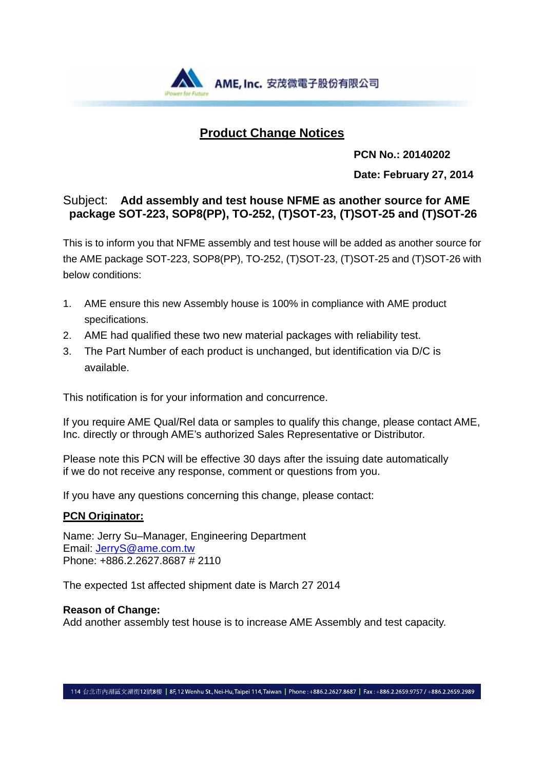AME, Inc. 安茂微電子股份有限公司

# Product Change Notices

**PCN No.: 20140202**

**Date: February 27, 2014**

Subject: **Add assembly and test house NFME as another source for AME package SOT-223, SOP8(PP), TO-252, (T)SOT-23, (T)SOT-25 and (T)SOT-26**

This is to inform you that NFME assembly and test house will be added as another source for the AME package SOT-223, SOP8(PP), TO-252, (T)SOT-23, (T)SOT-25 and (T)SOT-26 with below conditions:

1. AME ensure this new Assembly house is 100% in compliance with AME product specifications.
2. AME had qualified these two new material packages with reliability test.
3. The Part Number of each product is unchanged, but identification via D/C is available.

This notification is for your information and concurrence.

If you require AME Qual/Rel data or samples to qualify this change, please contact AME, Inc. directly or through AME's authorized Sales Representative or Distributor.

Please note this PCN will be effective 30 days after the issuing date automatically if we do not receive any response, comment or questions from you.

If you have any questions concerning this change, please contact:

**PCN Originator:**

Name: Jerry Su–Manager, Engineering Department
Email: JerryS@ame.com.tw
Phone: +886.2.2627.8687 # 2110

The expected 1st affected shipment date is March 27 2014

**Reason of Change:**
Add another assembly test house is to increase AME Assembly and test capacity.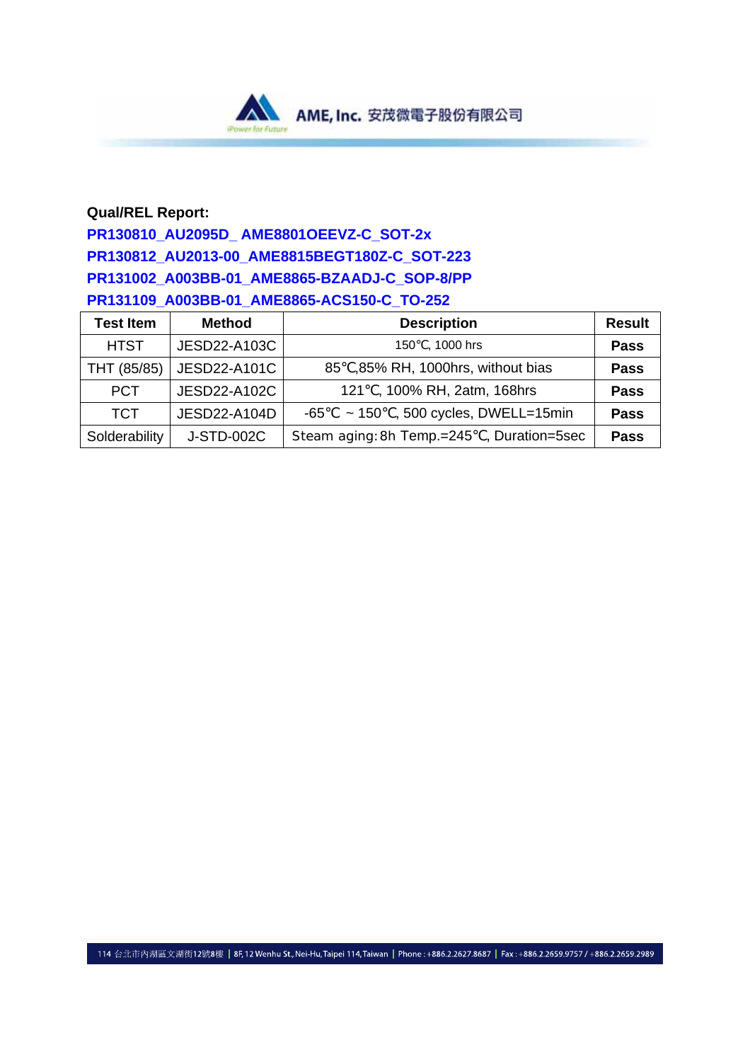**Qual/REL Report:**

**PR130810_AU2095D_ AME8801OEEVZ-C_SOT-2x**

**PR130812_AU2013-00_AME8815BEGT180Z-C_SOT-223**

**PR131002_A003BB-01_AME8865-BZAADJ-C_SOP-8/PP**

**PR131109_A003BB-01_AME8865-ACS150-C_TO-252**

| Test Item | Method | Description | Result |
|---|---|---|---|
| HTST | JESD22-A103C | 150℃, 1000 hrs | **Pass** |
| THT (85/85) | JESD22-A101C | 85℃,85% RH, 1000hrs, without bias | **Pass** |
| PCT | JESD22-A102C | 121℃, 100% RH, 2atm, 168hrs | **Pass** |
| TCT | JESD22-A104D | -65℃ ~ 150℃, 500 cycles, DWELL=15min | **Pass** |
| Solderability | J-STD-002C | Steam aging: 8h Temp.=245℃, Duration=5sec | **Pass** |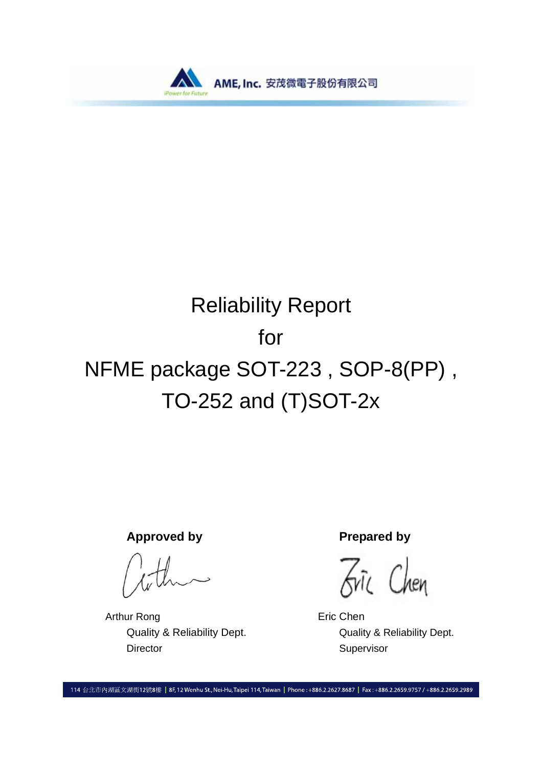# Reliability Report

# for

# NFME package SOT-223 , SOP-8(PP) , TO-252 and (T)SOT-2x

**Approved by**

Arthur Rong
Quality & Reliability Dept.
Director

**Prepared by**

Eric Chen
Quality & Reliability Dept.
Supervisor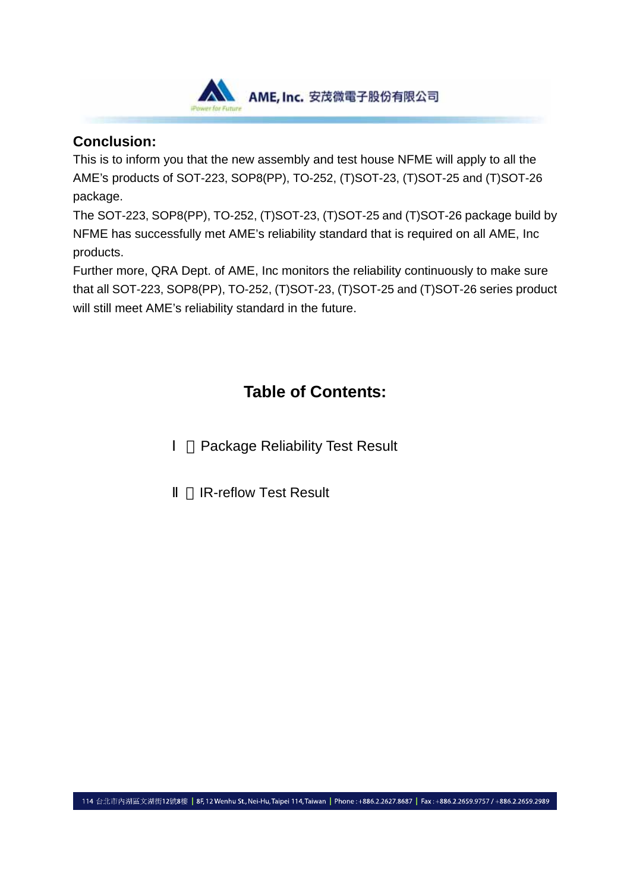## Conclusion:

This is to inform you that the new assembly and test house NFME will apply to all the AME's products of SOT-223, SOP8(PP), TO-252, (T)SOT-23, (T)SOT-25 and (T)SOT-26 package.

The SOT-223, SOP8(PP), TO-252, (T)SOT-23, (T)SOT-25 and (T)SOT-26 package build by NFME has successfully met AME's reliability standard that is required on all AME, Inc products.

Further more, QRA Dept. of AME, Inc monitors the reliability continuously to make sure that all SOT-223, SOP8(PP), TO-252, (T)SOT-23, (T)SOT-25 and (T)SOT-26 series product will still meet AME's reliability standard in the future.

## Table of Contents:

Ⅰ、Package Reliability Test Result

Ⅱ、IR-reflow Test Result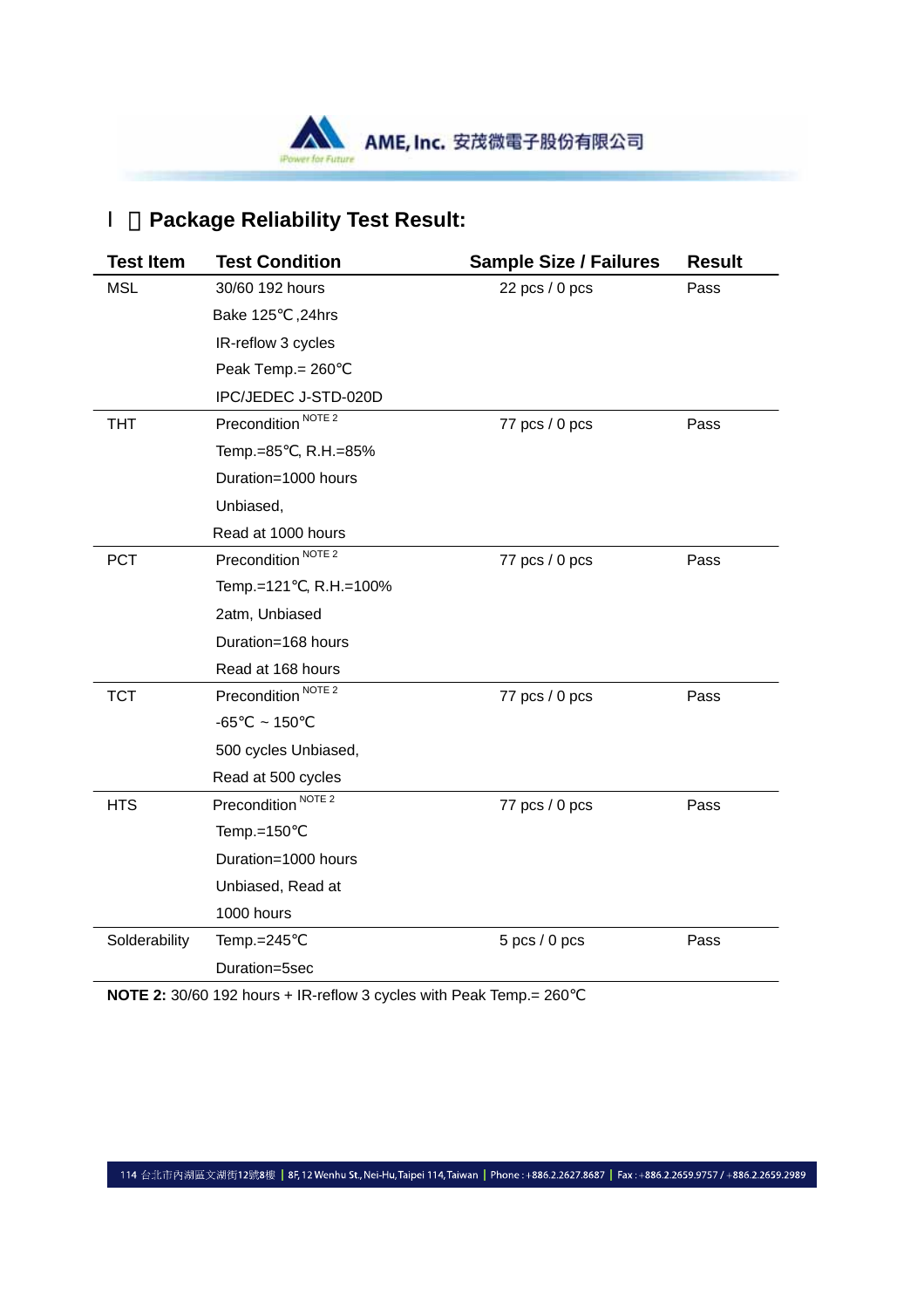## l 、Package Reliability Test Result:

| Test Item | Test Condition | Sample Size / Failures | Result |
|---|---|---|---|
| MSL | 30/60 192 hours<br>Bake 125℃,24hrs<br>IR-reflow 3 cycles<br>Peak Temp.= 260℃<br>IPC/JEDEC J-STD-020D | 22 pcs / 0 pcs | Pass |
| THT | Precondition [NOTE 2]<br>Temp.=85℃, R.H.=85%<br>Duration=1000 hours<br>Unbiased,<br>Read at 1000 hours | 77 pcs / 0 pcs | Pass |
| PCT | Precondition [NOTE 2]<br>Temp.=121℃, R.H.=100%<br>2atm, Unbiased<br>Duration=168 hours<br>Read at 168 hours | 77 pcs / 0 pcs | Pass |
| TCT | Precondition [NOTE 2]<br>-65℃ ~ 150℃<br>500 cycles Unbiased,<br>Read at 500 cycles | 77 pcs / 0 pcs | Pass |
| HTS | Precondition [NOTE 2]<br>Temp.=150℃<br>Duration=1000 hours<br>Unbiased, Read at<br>1000 hours | 77 pcs / 0 pcs | Pass |
| Solderability | Temp.=245℃<br>Duration=5sec | 5 pcs / 0 pcs | Pass |

**NOTE 2:** 30/60 192 hours + IR-reflow 3 cycles with Peak Temp.= 260℃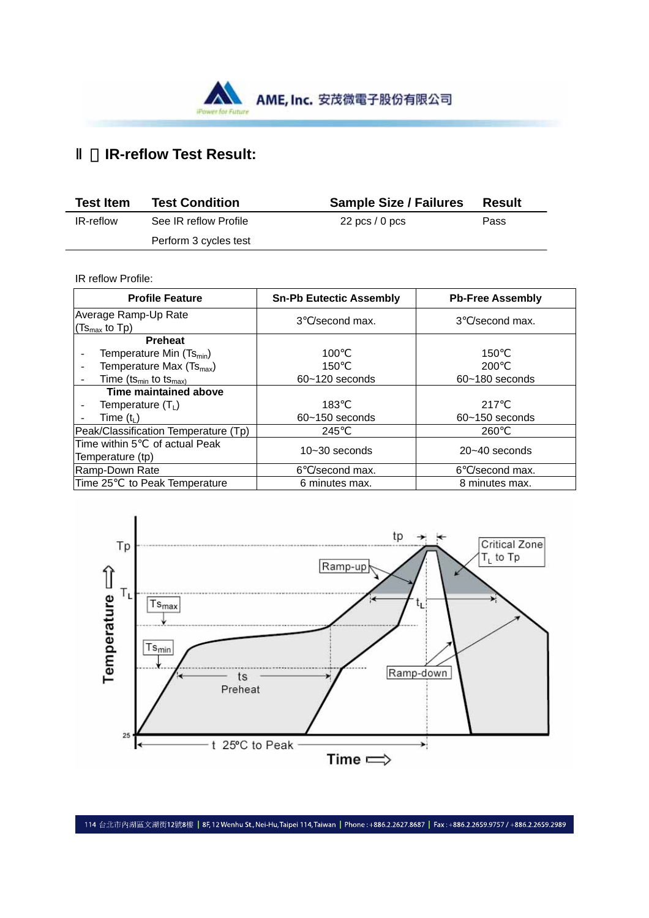## Ⅱ ．IR-reflow Test Result:

| Test Item | Test Condition | Sample Size / Failures | Result |
|---|---|---|---|
| IR-reflow | See IR reflow Profile<br>Perform 3 cycles test | 22 pcs / 0 pcs | Pass |

IR reflow Profile:

| Profile Feature | Sn-Pb Eutectic Assembly | Pb-Free Assembly |
|---|---|---|
| Average Ramp-Up Rate ($Ts_{max}$ to Tp) | 3℃/second max. | 3℃/second max. |
| **Preheat**<br>- Temperature Min ($Ts_{min}$)<br>- Temperature Max ($Ts_{max}$)<br>- Time ($ts_{min}$ to $ts_{max}$) | <br>100℃<br>150℃<br>60~120 seconds | <br>150℃<br>200℃<br>60~180 seconds |
| **Time maintained above**<br>- Temperature ($T_L$)<br>- Time ($t_L$) | <br>183℃<br>60~150 seconds | <br>217℃<br>60~150 seconds |
| Peak/Classification Temperature (Tp) | 245℃ | 260℃ |
| Time within 5℃ of actual Peak Temperature (tp) | 10~30 seconds | 20~40 seconds |
| Ramp-Down Rate | 6℃/second max. | 6℃/second max. |
| Time 25℃ to Peak Temperature | 6 minutes max. | 8 minutes max. |

Tp
tp
Critical Zone
$T_L$ to Tp
Ramp-up
$T_L$
$Ts_{max}$
$t_L$
$Ts_{min}$
Temperature
ts
Preheat
Ramp-down
25
t 25ºC to Peak
Time